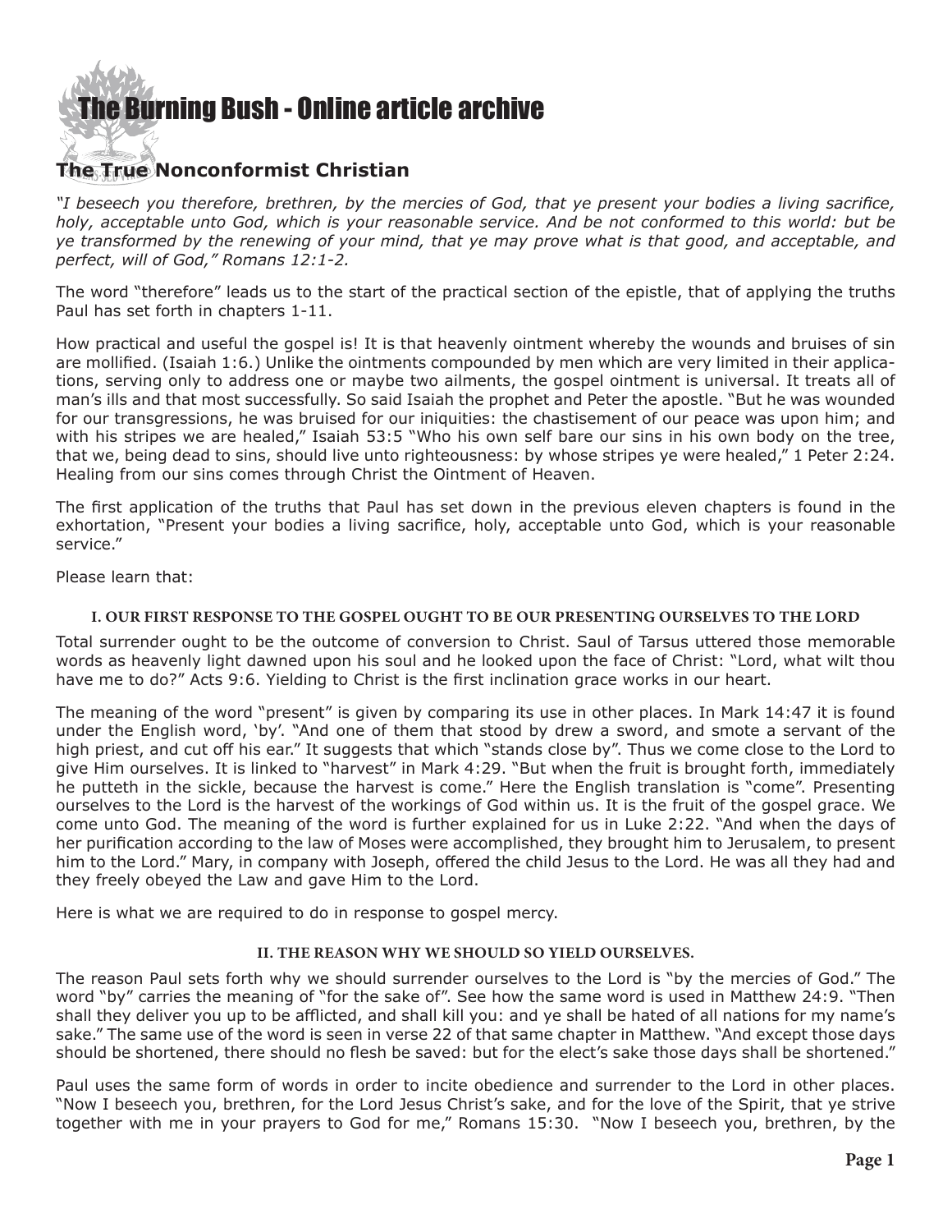# The Burning Bush - Online article archive

## The True Nonconformist Christian

*"I beseech you therefore, brethren, by the mercies of God, that ye present your bodies a living sacrifice, holy, acceptable unto God, which is your reasonable service. And be not conformed to this world: but be ye transformed by the renewing of your mind, that ye may prove what is that good, and acceptable, and perfect, will of God," Romans 12:1-2.*

The word "therefore" leads us to the start of the practical section of the epistle, that of applying the truths Paul has set forth in chapters 1-11.

How practical and useful the gospel is! It is that heavenly ointment whereby the wounds and bruises of sin are mollified. (Isaiah 1:6.) Unlike the ointments compounded by men which are very limited in their applications, serving only to address one or maybe two ailments, the gospel ointment is universal. It treats all of man's ills and that most successfully. So said Isaiah the prophet and Peter the apostle. "But he was wounded for our transgressions, he was bruised for our iniquities: the chastisement of our peace was upon him; and with his stripes we are healed," Isaiah 53:5 "Who his own self bare our sins in his own body on the tree, that we, being dead to sins, should live unto righteousness: by whose stripes ye were healed," 1 Peter 2:24. Healing from our sins comes through Christ the Ointment of Heaven.

The first application of the truths that Paul has set down in the previous eleven chapters is found in the exhortation, "Present your bodies a living sacrifice, holy, acceptable unto God, which is your reasonable service."

Please learn that:

#### I. OUR FIRST RESPONSE TO THE GOSPEL OUGHT TO BE OUR PRESENTING OURSELVES TO THE LORD

Total surrender ought to be the outcome of conversion to Christ. Saul of Tarsus uttered those memorable words as heavenly light dawned upon his soul and he looked upon the face of Christ: "Lord, what wilt thou have me to do?" Acts 9:6. Yielding to Christ is the first inclination grace works in our heart.

The meaning of the word "present" is given by comparing its use in other places. In Mark 14:47 it is found under the English word, 'by'. "And one of them that stood by drew a sword, and smote a servant of the high priest, and cut off his ear." It suggests that which "stands close by". Thus we come close to the Lord to give Him ourselves. It is linked to "harvest" in Mark 4:29. "But when the fruit is brought forth, immediately he putteth in the sickle, because the harvest is come." Here the English translation is "come". Presenting ourselves to the Lord is the harvest of the workings of God within us. It is the fruit of the gospel grace. We come unto God. The meaning of the word is further explained for us in Luke 2:22. "And when the days of her purification according to the law of Moses were accomplished, they brought him to Jerusalem, to present him to the Lord." Mary, in company with Joseph, offered the child Jesus to the Lord. He was all they had and they freely obeyed the Law and gave Him to the Lord.

Here is what we are required to do in response to gospel mercy.

#### II. THE REASON WHY WE SHOULD SO YIELD OURSELVES.

The reason Paul sets forth why we should surrender ourselves to the Lord is "by the mercies of God." The word "by" carries the meaning of "for the sake of". See how the same word is used in Matthew 24:9. "Then shall they deliver you up to be afflicted, and shall kill you: and ye shall be hated of all nations for my name's sake." The same use of the word is seen in verse 22 of that same chapter in Matthew. "And except those days should be shortened, there should no flesh be saved: but for the elect's sake those days shall be shortened."

Paul uses the same form of words in order to incite obedience and surrender to the Lord in other places. "Now I beseech you, brethren, for the Lord Jesus Christ's sake, and for the love of the Spirit, that ye strive together with me in your prayers to God for me," Romans 15:30. "Now I beseech you, brethren, by the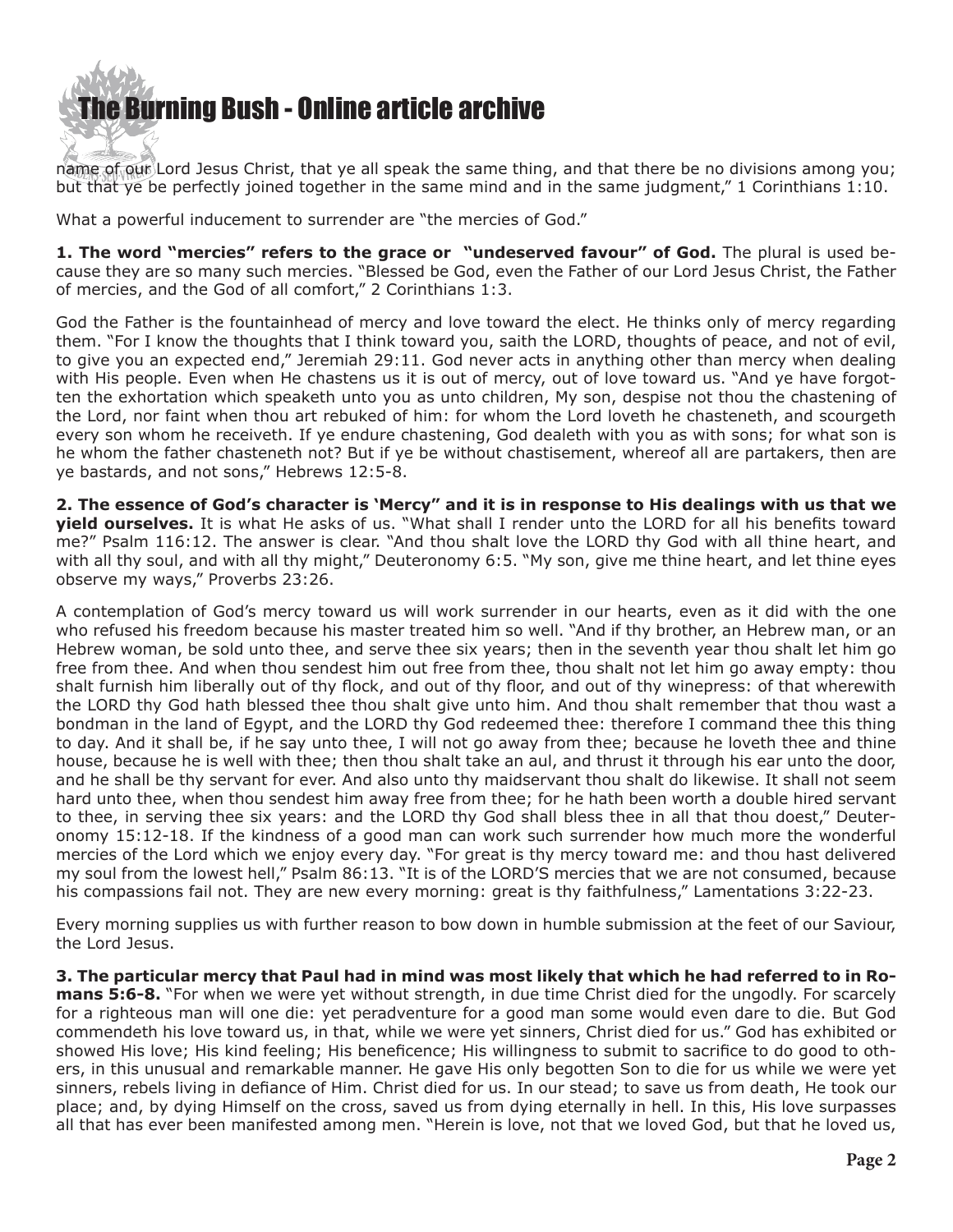name of our Lord Jesus Christ, that ye all speak the same thing, and that there be no divisions among you; but that ye be perfectly joined together in the same mind and in the same judgment," 1 Corinthians 1:10.

What a powerful inducement to surrender are "the mercies of God."

**1. The word "mercies" refers to the grace or "undeserved favour" of God.** The plural is used because they are so many such mercies. "Blessed be God, even the Father of our Lord Jesus Christ, the Father of mercies, and the God of all comfort," 2 Corinthians 1:3.

God the Father is the fountainhead of mercy and love toward the elect. He thinks only of mercy regarding them. "For I know the thoughts that I think toward you, saith the LORD, thoughts of peace, and not of evil, to give you an expected end," Jeremiah 29:11. God never acts in anything other than mercy when dealing with His people. Even when He chastens us it is out of mercy, out of love toward us. "And ye have forgotten the exhortation which speaketh unto you as unto children, My son, despise not thou the chastening of the Lord, nor faint when thou art rebuked of him: for whom the Lord loveth he chasteneth, and scourgeth every son whom he receiveth. If ye endure chastening, God dealeth with you as with sons; for what son is he whom the father chasteneth not? But if ye be without chastisement, whereof all are partakers, then are ye bastards, and not sons," Hebrews 12:5-8.

**2. The essence of God's character is 'Mercy" and it is in response to His dealings with us that we yield ourselves.** It is what He asks of us. "What shall I render unto the LORD for all his benefits toward me?" Psalm 116:12. The answer is clear. "And thou shalt love the LORD thy God with all thine heart, and with all thy soul, and with all thy might," Deuteronomy 6:5. "My son, give me thine heart, and let thine eyes observe my ways," Proverbs 23:26.

A contemplation of God's mercy toward us will work surrender in our hearts, even as it did with the one who refused his freedom because his master treated him so well. "And if thy brother, an Hebrew man, or an Hebrew woman, be sold unto thee, and serve thee six years; then in the seventh year thou shalt let him go free from thee. And when thou sendest him out free from thee, thou shalt not let him go away empty: thou shalt furnish him liberally out of thy flock, and out of thy floor, and out of thy winepress: of that wherewith the LORD thy God hath blessed thee thou shalt give unto him. And thou shalt remember that thou wast a bondman in the land of Egypt, and the LORD thy God redeemed thee: therefore I command thee this thing to day. And it shall be, if he say unto thee, I will not go away from thee; because he loveth thee and thine house, because he is well with thee; then thou shalt take an aul, and thrust it through his ear unto the door, and he shall be thy servant for ever. And also unto thy maidservant thou shalt do likewise. It shall not seem hard unto thee, when thou sendest him away free from thee; for he hath been worth a double hired servant to thee, in serving thee six years: and the LORD thy God shall bless thee in all that thou doest," Deuteronomy 15:12-18. If the kindness of a good man can work such surrender how much more the wonderful mercies of the Lord which we enjoy every day. "For great is thy mercy toward me: and thou hast delivered my soul from the lowest hell," Psalm 86:13. "It is of the LORD'S mercies that we are not consumed, because his compassions fail not. They are new every morning: great is thy faithfulness," Lamentations 3:22-23.

Every morning supplies us with further reason to bow down in humble submission at the feet of our Saviour, the Lord Jesus.

**3. The particular mercy that Paul had in mind was most likely that which he had referred to in Romans 5:6-8.** "For when we were yet without strength, in due time Christ died for the ungodly. For scarcely for a righteous man will one die: yet peradventure for a good man some would even dare to die. But God commendeth his love toward us, in that, while we were yet sinners, Christ died for us." God has exhibited or showed His love; His kind feeling; His beneficence; His willingness to submit to sacrifice to do good to others, in this unusual and remarkable manner. He gave His only begotten Son to die for us while we were yet sinners, rebels living in defiance of Him. Christ died for us. In our stead; to save us from death, He took our place; and, by dying Himself on the cross, saved us from dying eternally in hell. In this, His love surpasses all that has ever been manifested among men. "Herein is love, not that we loved God, but that he loved us,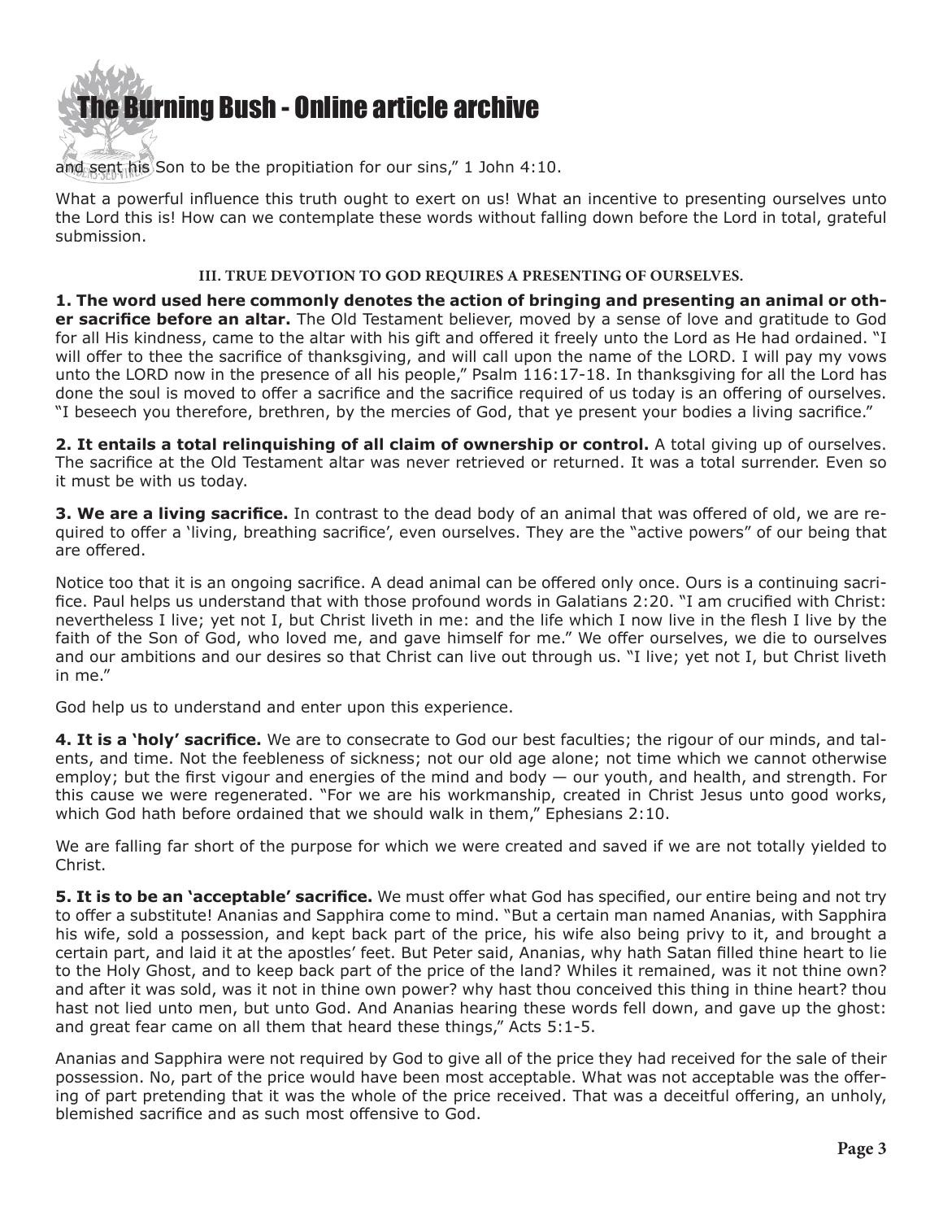and sent his Son to be the propitiation for our sins," 1 John 4:10.

What a powerful influence this truth ought to exert on us! What an incentive to presenting ourselves unto the Lord this is! How can we contemplate these words without falling down before the Lord in total, grateful submission.

### III. TRUE DEVOTION TO GOD REQUIRES A PRESENTING OF OURSELVES.

**1. The word used here commonly denotes the action of bringing and presenting an animal or other sacrifice before an altar.** The Old Testament believer, moved by a sense of love and gratitude to God for all His kindness, came to the altar with his gift and offered it freely unto the Lord as He had ordained. "I will offer to thee the sacrifice of thanksgiving, and will call upon the name of the LORD. I will pay my vows unto the LORD now in the presence of all his people," Psalm 116:17-18. In thanksgiving for all the Lord has done the soul is moved to offer a sacrifice and the sacrifice required of us today is an offering of ourselves. "I beseech you therefore, brethren, by the mercies of God, that ye present your bodies a living sacrifice."

**2. It entails a total relinquishing of all claim of ownership or control.** A total giving up of ourselves. The sacrifice at the Old Testament altar was never retrieved or returned. It was a total surrender. Even so it must be with us today.

**3. We are a living sacrifice.** In contrast to the dead body of an animal that was offered of old, we are required to offer a 'living, breathing sacrifice', even ourselves. They are the "active powers" of our being that are offered.

Notice too that it is an ongoing sacrifice. A dead animal can be offered only once. Ours is a continuing sacrifice. Paul helps us understand that with those profound words in Galatians 2:20. "I am crucified with Christ: nevertheless I live; yet not I, but Christ liveth in me: and the life which I now live in the flesh I live by the faith of the Son of God, who loved me, and gave himself for me." We offer ourselves, we die to ourselves and our ambitions and our desires so that Christ can live out through us. "I live; yet not I, but Christ liveth in me."

God help us to understand and enter upon this experience.

**4. It is a 'holy' sacrifice.** We are to consecrate to God our best faculties; the rigour of our minds, and talents, and time. Not the feebleness of sickness; not our old age alone; not time which we cannot otherwise employ; but the first vigour and energies of the mind and body — our youth, and health, and strength. For this cause we were regenerated. "For we are his workmanship, created in Christ Jesus unto good works, which God hath before ordained that we should walk in them," Ephesians 2:10.

We are falling far short of the purpose for which we were created and saved if we are not totally yielded to Christ.

**5. It is to be an 'acceptable' sacrifice.** We must offer what God has specified, our entire being and not try to offer a substitute! Ananias and Sapphira come to mind. "But a certain man named Ananias, with Sapphira his wife, sold a possession, and kept back part of the price, his wife also being privy to it, and brought a certain part, and laid it at the apostles' feet. But Peter said, Ananias, why hath Satan filled thine heart to lie to the Holy Ghost, and to keep back part of the price of the land? Whiles it remained, was it not thine own? and after it was sold, was it not in thine own power? why hast thou conceived this thing in thine heart? thou hast not lied unto men, but unto God. And Ananias hearing these words fell down, and gave up the ghost: and great fear came on all them that heard these things," Acts 5:1-5.

Ananias and Sapphira were not required by God to give all of the price they had received for the sale of their possession. No, part of the price would have been most acceptable. What was not acceptable was the offering of part pretending that it was the whole of the price received. That was a deceitful offering, an unholy, blemished sacrifice and as such most offensive to God.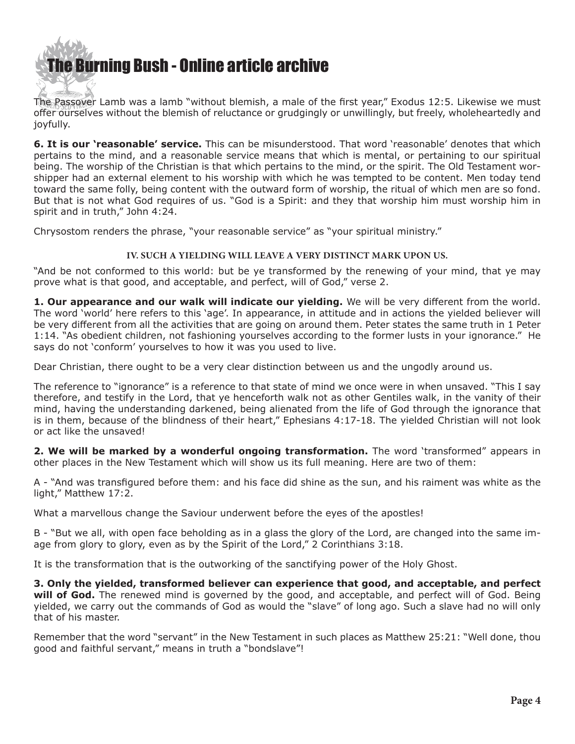The Passover Lamb was a lamb "without blemish, a male of the first year," Exodus 12:5. Likewise we must offer ourselves without the blemish of reluctance or grudgingly or unwillingly, but freely, wholeheartedly and joyfully.

**6. It is our 'reasonable' service.** This can be misunderstood. That word 'reasonable' denotes that which pertains to the mind, and a reasonable service means that which is mental, or pertaining to our spiritual being. The worship of the Christian is that which pertains to the mind, or the spirit. The Old Testament worshipper had an external element to his worship with which he was tempted to be content. Men today tend toward the same folly, being content with the outward form of worship, the ritual of which men are so fond. But that is not what God requires of us. "God is a Spirit: and they that worship him must worship him in spirit and in truth," John 4:24.

Chrysostom renders the phrase, "your reasonable service" as "your spiritual ministry."

### IV. SUCH A YIELDING WILL LEAVE A VERY DISTINCT MARK UPON US.

"And be not conformed to this world: but be ye transformed by the renewing of your mind, that ye may prove what is that good, and acceptable, and perfect, will of God," verse 2.

**1. Our appearance and our walk will indicate our yielding.** We will be very different from the world. The word 'world' here refers to this 'age'. In appearance, in attitude and in actions the yielded believer will be very different from all the activities that are going on around them. Peter states the same truth in 1 Peter 1:14. "As obedient children, not fashioning yourselves according to the former lusts in your ignorance." He says do not 'conform' yourselves to how it was you used to live.

Dear Christian, there ought to be a very clear distinction between us and the ungodly around us.

The reference to "ignorance" is a reference to that state of mind we once were in when unsaved. "This I say therefore, and testify in the Lord, that ye henceforth walk not as other Gentiles walk, in the vanity of their mind, having the understanding darkened, being alienated from the life of God through the ignorance that is in them, because of the blindness of their heart," Ephesians 4:17-18. The yielded Christian will not look or act like the unsaved!

**2. We will be marked by a wonderful ongoing transformation.** The word 'transformed" appears in other places in the New Testament which will show us its full meaning. Here are two of them:

A - "And was transfigured before them: and his face did shine as the sun, and his raiment was white as the light," Matthew 17:2.

What a marvellous change the Saviour underwent before the eyes of the apostles!

B - "But we all, with open face beholding as in a glass the glory of the Lord, are changed into the same image from glory to glory, even as by the Spirit of the Lord," 2 Corinthians 3:18.

It is the transformation that is the outworking of the sanctifying power of the Holy Ghost.

**3. Only the yielded, transformed believer can experience that good, and acceptable, and perfect will of God.** The renewed mind is governed by the good, and acceptable, and perfect will of God. Being yielded, we carry out the commands of God as would the "slave" of long ago. Such a slave had no will only that of his master.

Remember that the word "servant" in the New Testament in such places as Matthew 25:21: "Well done, thou good and faithful servant," means in truth a "bondslave"!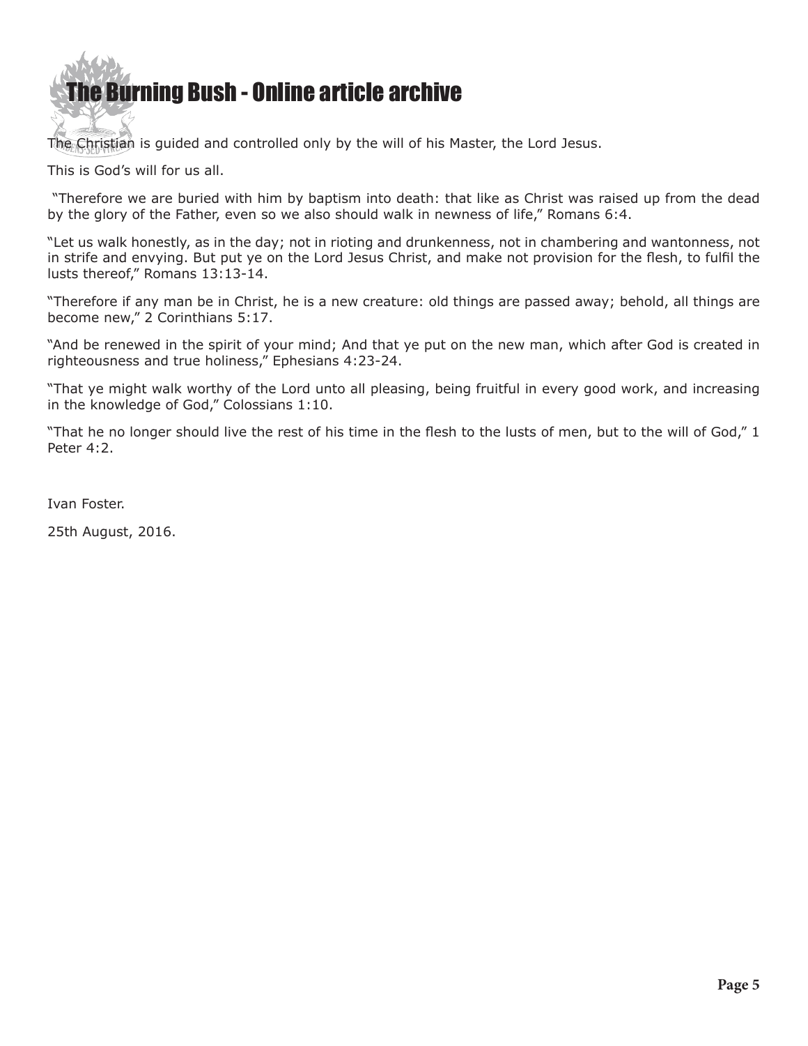The Christian is guided and controlled only by the will of his Master, the Lord Jesus.

This is God's will for us all.

"Therefore we are buried with him by baptism into death: that like as Christ was raised up from the dead by the glory of the Father, even so we also should walk in newness of life," Romans 6:4.

"Let us walk honestly, as in the day; not in rioting and drunkenness, not in chambering and wantonness, not in strife and envying. But put ye on the Lord Jesus Christ, and make not provision for the flesh, to fulfil the lusts thereof," Romans 13:13-14.

"Therefore if any man be in Christ, he is a new creature: old things are passed away; behold, all things are become new," 2 Corinthians 5:17.

"And be renewed in the spirit of your mind; And that ye put on the new man, which after God is created in righteousness and true holiness," Ephesians 4:23-24.

"That ye might walk worthy of the Lord unto all pleasing, being fruitful in every good work, and increasing in the knowledge of God," Colossians 1:10.

"That he no longer should live the rest of his time in the flesh to the lusts of men, but to the will of God," 1 Peter 4:2.

Ivan Foster.

25th August, 2016.